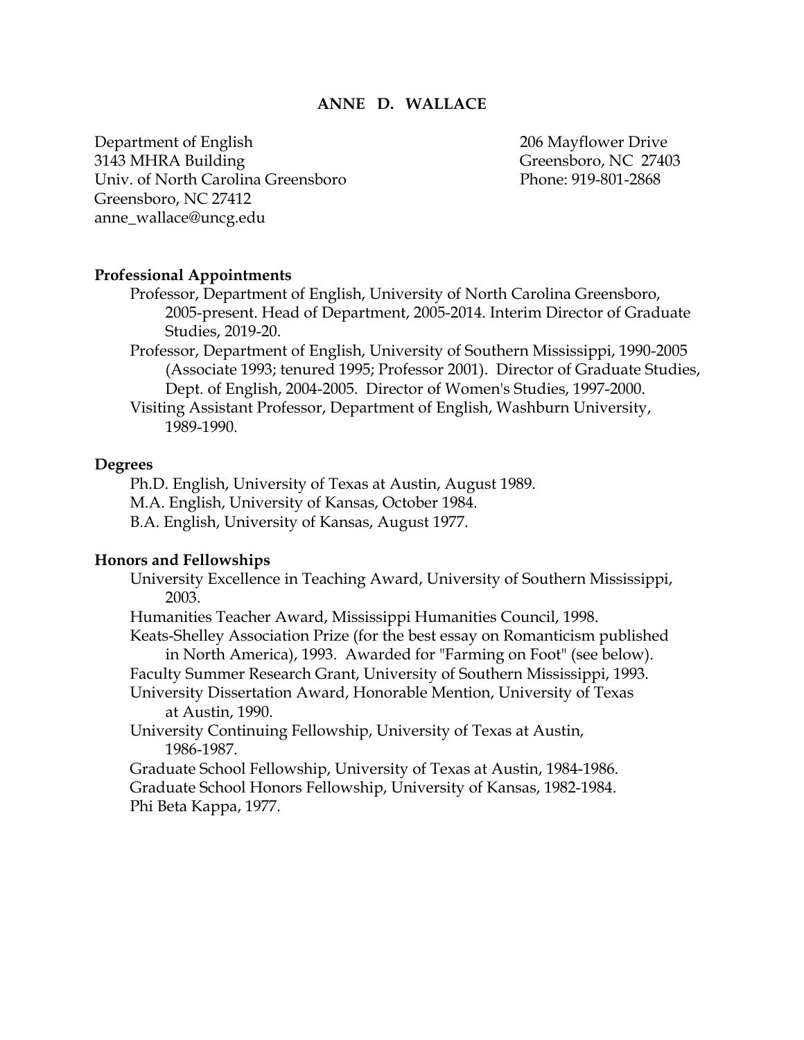# ANNE D. WALLACE

Department of English
3143 MHRA Building
Univ. of North Carolina Greensboro
Greensboro, NC 27412
anne_wallace@uncg.edu

206 Mayflower Drive
Greensboro, NC 27403
Phone: 919-801-2868

## Professional Appointments

- Professor, Department of English, University of North Carolina Greensboro, 2005-present. Head of Department, 2005-2014. Interim Director of Graduate Studies, 2019-20.
- Professor, Department of English, University of Southern Mississippi, 1990-2005 (Associate 1993; tenured 1995; Professor 2001). Director of Graduate Studies, Dept. of English, 2004-2005. Director of Women's Studies, 1997-2000.
- Visiting Assistant Professor, Department of English, Washburn University, 1989-1990.

## Degrees

- Ph.D. English, University of Texas at Austin, August 1989.
- M.A. English, University of Kansas, October 1984.
- B.A. English, University of Kansas, August 1977.

## Honors and Fellowships

- University Excellence in Teaching Award, University of Southern Mississippi, 2003.
- Humanities Teacher Award, Mississippi Humanities Council, 1998.
- Keats-Shelley Association Prize (for the best essay on Romanticism published in North America), 1993. Awarded for "Farming on Foot" (see below).
- Faculty Summer Research Grant, University of Southern Mississippi, 1993.
- University Dissertation Award, Honorable Mention, University of Texas at Austin, 1990.
- University Continuing Fellowship, University of Texas at Austin, 1986-1987.
- Graduate School Fellowship, University of Texas at Austin, 1984-1986.
- Graduate School Honors Fellowship, University of Kansas, 1982-1984.
- Phi Beta Kappa, 1977.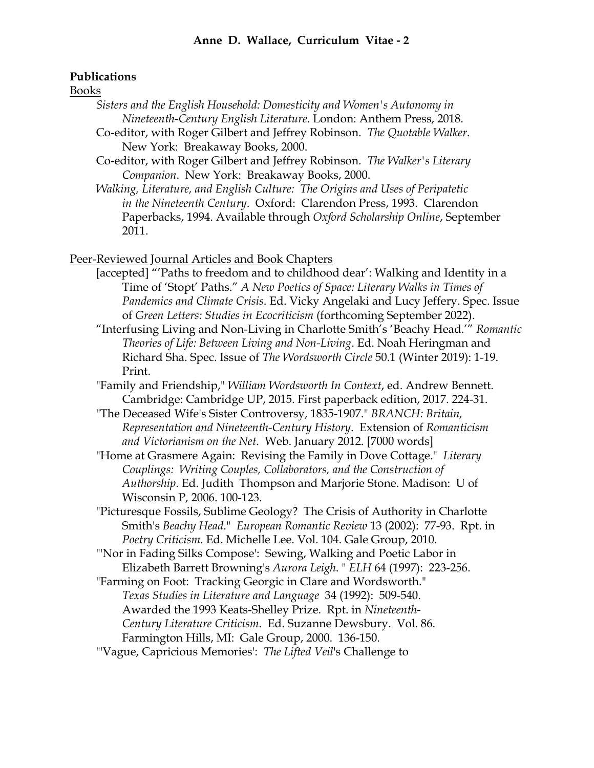## Publications

### Books

- *Sisters and the English Household: Domesticity and Women's Autonomy in Nineteenth-Century English Literature*. London: Anthem Press, 2018.
- Co-editor, with Roger Gilbert and Jeffrey Robinson. *The Quotable Walker*. New York: Breakaway Books, 2000.
- Co-editor, with Roger Gilbert and Jeffrey Robinson. *The Walker's Literary Companion*. New York: Breakaway Books, 2000.
- *Walking, Literature, and English Culture: The Origins and Uses of Peripatetic in the Nineteenth Century*. Oxford: Clarendon Press, 1993. Clarendon Paperbacks, 1994. Available through *Oxford Scholarship Online*, September 2011.

### Peer-Reviewed Journal Articles and Book Chapters

- [accepted] "'Paths to freedom and to childhood dear': Walking and Identity in a Time of 'Stopt' Paths." *A New Poetics of Space: Literary Walks in Times of Pandemics and Climate Crisis*. Ed. Vicky Angelaki and Lucy Jeffery. Spec. Issue of *Green Letters: Studies in Ecocriticism* (forthcoming September 2022).
- "Interfusing Living and Non-Living in Charlotte Smith's 'Beachy Head.'" *Romantic Theories of Life: Between Living and Non-Living*. Ed. Noah Heringman and Richard Sha. Spec. Issue of *The Wordsworth Circle* 50.1 (Winter 2019): 1-19. Print.
- "Family and Friendship," *William Wordsworth In Context*, ed. Andrew Bennett. Cambridge: Cambridge UP, 2015. First paperback edition, 2017. 224-31.
- "The Deceased Wife's Sister Controversy, 1835-1907." *BRANCH: Britain, Representation and Nineteenth-Century History*. Extension of *Romanticism and Victorianism on the Net*. Web. January 2012. [7000 words]
- "Home at Grasmere Again: Revising the Family in Dove Cottage." *Literary Couplings: Writing Couples, Collaborators, and the Construction of Authorship*. Ed. Judith Thompson and Marjorie Stone. Madison: U of Wisconsin P, 2006. 100-123.
- "Picturesque Fossils, Sublime Geology? The Crisis of Authority in Charlotte Smith's *Beachy Head*." *European Romantic Review* 13 (2002): 77-93. Rpt. in *Poetry Criticism*. Ed. Michelle Lee. Vol. 104. Gale Group, 2010.
- "'Nor in Fading Silks Compose': Sewing, Walking and Poetic Labor in Elizabeth Barrett Browning's *Aurora Leigh*." *ELH* 64 (1997): 223-256.
- "Farming on Foot: Tracking Georgic in Clare and Wordsworth." *Texas Studies in Literature and Language* 34 (1992): 509-540. Awarded the 1993 Keats-Shelley Prize. Rpt. in *Nineteenth-Century Literature Criticism*. Ed. Suzanne Dewsbury. Vol. 86. Farmington Hills, MI: Gale Group, 2000. 136-150.
- "'Vague, Capricious Memories': *The Lifted Veil*'s Challenge to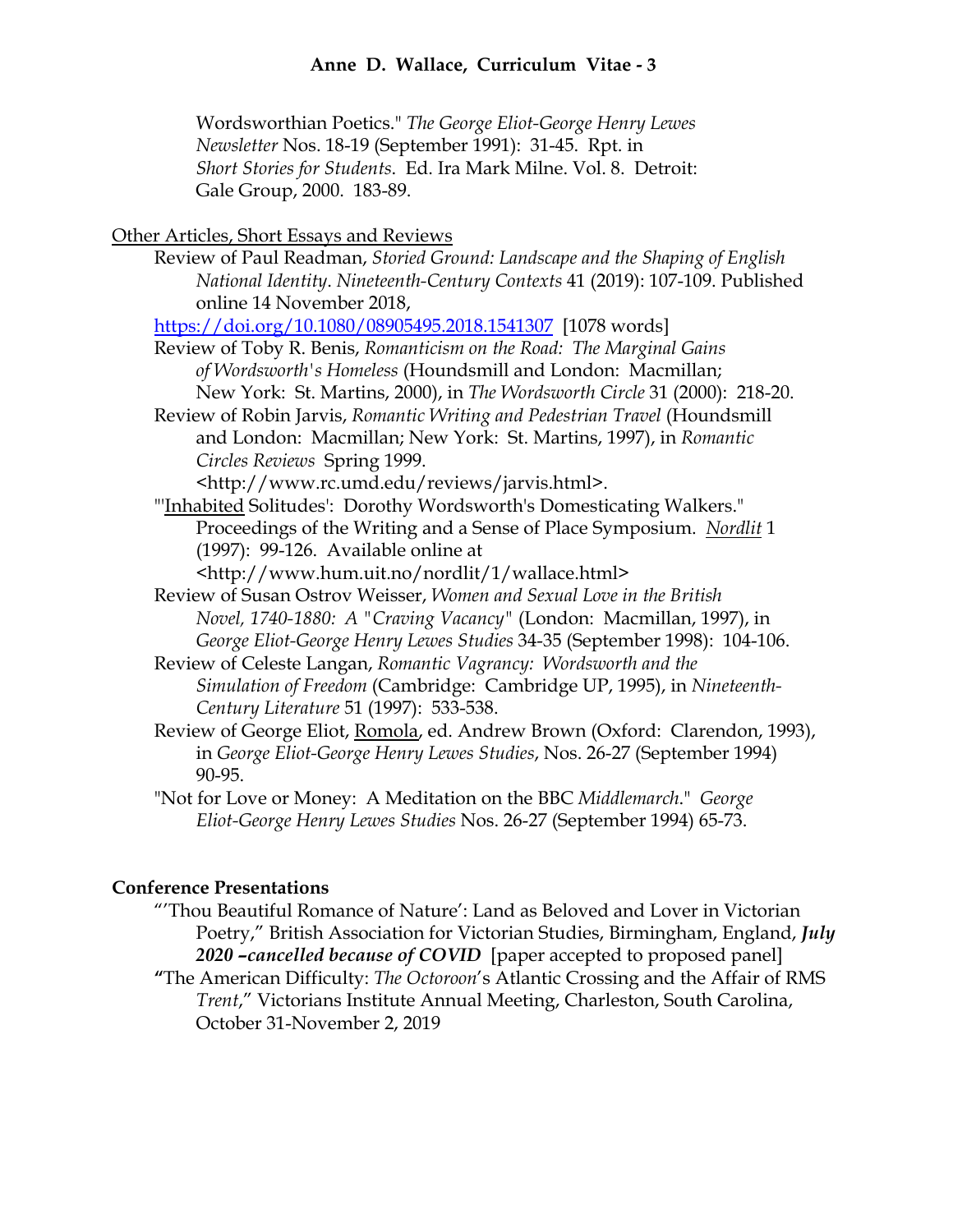Wordsworthian Poetics." *The George Eliot-George Henry Lewes Newsletter* Nos. 18-19 (September 1991): 31-45. Rpt. in *Short Stories for Students*. Ed. Ira Mark Milne. Vol. 8. Detroit: Gale Group, 2000. 183-89.

<u>Other Articles, Short Essays and Reviews</u>

Review of Paul Readman, *Storied Ground: Landscape and the Shaping of English National Identity*. *Nineteenth-Century Contexts* 41 (2019): 107-109. Published online 14 November 2018, https://doi.org/10.1080/08905495.2018.1541307 [1078 words]

Review of Toby R. Benis, *Romanticism on the Road: The Marginal Gains of Wordsworth's Homeless* (Houndsmill and London: Macmillan; New York: St. Martins, 2000), in *The Wordsworth Circle* 31 (2000): 218-20.

Review of Robin Jarvis, *Romantic Writing and Pedestrian Travel* (Houndsmill and London: Macmillan; New York: St. Martins, 1997), in *Romantic Circles Reviews* Spring 1999. <http://www.rc.umd.edu/reviews/jarvis.html>.

"'<u>Inhabited</u> Solitudes': Dorothy Wordsworth's Domesticating Walkers." Proceedings of the Writing and a Sense of Place Symposium. <u>*Nordlit*</u> 1 (1997): 99-126. Available online at <http://www.hum.uit.no/nordlit/1/wallace.html>

Review of Susan Ostrov Weisser, *Women and Sexual Love in the British Novel, 1740-1880: A "Craving Vacancy"* (London: Macmillan, 1997), in *George Eliot-George Henry Lewes Studies* 34-35 (September 1998): 104-106.

Review of Celeste Langan, *Romantic Vagrancy: Wordsworth and the Simulation of Freedom* (Cambridge: Cambridge UP, 1995), in *Nineteenth-Century Literature* 51 (1997): 533-538.

Review of George Eliot, <u>Romola</u>, ed. Andrew Brown (Oxford: Clarendon, 1993), in *George Eliot-George Henry Lewes Studies*, Nos. 26-27 (September 1994) 90-95.

"Not for Love or Money: A Meditation on the BBC *Middlemarch*." *George Eliot-George Henry Lewes Studies* Nos. 26-27 (September 1994) 65-73.

**Conference Presentations**

"'Thou Beautiful Romance of Nature': Land as Beloved and Lover in Victorian Poetry," British Association for Victorian Studies, Birmingham, England, ***July 2020 –cancelled because of COVID*** [paper accepted to proposed panel]

**"**The American Difficulty: *The Octoroon*'s Atlantic Crossing and the Affair of RMS *Trent*," Victorians Institute Annual Meeting, Charleston, South Carolina, October 31-November 2, 2019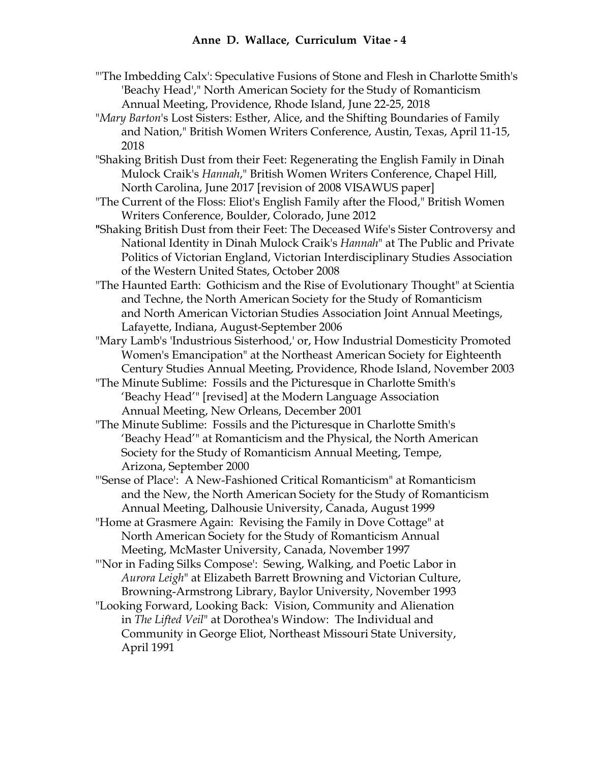"'The Imbedding Calx': Speculative Fusions of Stone and Flesh in Charlotte Smith's 'Beachy Head'," North American Society for the Study of Romanticism Annual Meeting, Providence, Rhode Island, June 22-25, 2018

"*Mary Barton*'s Lost Sisters: Esther, Alice, and the Shifting Boundaries of Family and Nation," British Women Writers Conference, Austin, Texas, April 11-15, 2018

"Shaking British Dust from their Feet: Regenerating the English Family in Dinah Mulock Craik's *Hannah*," British Women Writers Conference, Chapel Hill, North Carolina, June 2017 [revision of 2008 VISAWUS paper]

"The Current of the Floss: Eliot's English Family after the Flood," British Women Writers Conference, Boulder, Colorado, June 2012

"Shaking British Dust from their Feet: The Deceased Wife's Sister Controversy and National Identity in Dinah Mulock Craik's *Hannah*" at The Public and Private Politics of Victorian England, Victorian Interdisciplinary Studies Association of the Western United States, October 2008

"The Haunted Earth: Gothicism and the Rise of Evolutionary Thought" at Scientia and Techne, the North American Society for the Study of Romanticism and North American Victorian Studies Association Joint Annual Meetings, Lafayette, Indiana, August-September 2006

"Mary Lamb's 'Industrious Sisterhood,' or, How Industrial Domesticity Promoted Women's Emancipation" at the Northeast American Society for Eighteenth Century Studies Annual Meeting, Providence, Rhode Island, November 2003

"The Minute Sublime: Fossils and the Picturesque in Charlotte Smith's 'Beachy Head'" [revised] at the Modern Language Association Annual Meeting, New Orleans, December 2001

"The Minute Sublime: Fossils and the Picturesque in Charlotte Smith's 'Beachy Head'" at Romanticism and the Physical, the North American Society for the Study of Romanticism Annual Meeting, Tempe, Arizona, September 2000

"'Sense of Place': A New-Fashioned Critical Romanticism" at Romanticism and the New, the North American Society for the Study of Romanticism Annual Meeting, Dalhousie University, Canada, August 1999

"Home at Grasmere Again: Revising the Family in Dove Cottage" at North American Society for the Study of Romanticism Annual Meeting, McMaster University, Canada, November 1997

"'Nor in Fading Silks Compose': Sewing, Walking, and Poetic Labor in *Aurora Leigh*" at Elizabeth Barrett Browning and Victorian Culture, Browning-Armstrong Library, Baylor University, November 1993

"Looking Forward, Looking Back: Vision, Community and Alienation in *The Lifted Veil*" at Dorothea's Window: The Individual and Community in George Eliot, Northeast Missouri State University, April 1991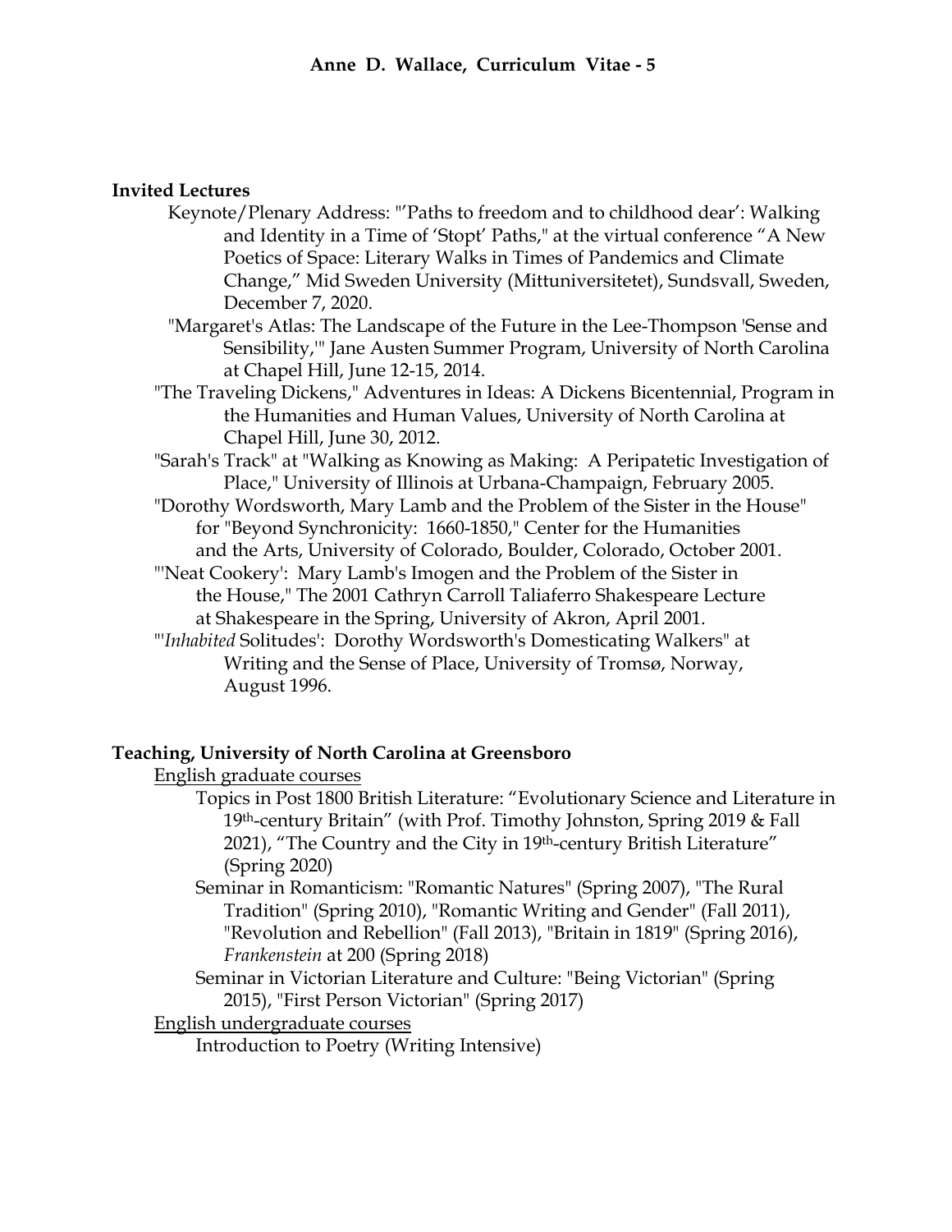**Invited Lectures**

Keynote/Plenary Address: "'Paths to freedom and to childhood dear': Walking and Identity in a Time of 'Stopt' Paths," at the virtual conference "A New Poetics of Space: Literary Walks in Times of Pandemics and Climate Change," Mid Sweden University (Mittuniversitetet), Sundsvall, Sweden, December 7, 2020.

"Margaret's Atlas: The Landscape of the Future in the Lee-Thompson 'Sense and Sensibility,'" Jane Austen Summer Program, University of North Carolina at Chapel Hill, June 12-15, 2014.

"The Traveling Dickens," Adventures in Ideas: A Dickens Bicentennial, Program in the Humanities and Human Values, University of North Carolina at Chapel Hill, June 30, 2012.

"Sarah's Track" at "Walking as Knowing as Making: A Peripatetic Investigation of Place," University of Illinois at Urbana-Champaign, February 2005.

"Dorothy Wordsworth, Mary Lamb and the Problem of the Sister in the House" for "Beyond Synchronicity: 1660-1850," Center for the Humanities and the Arts, University of Colorado, Boulder, Colorado, October 2001.

"'Neat Cookery': Mary Lamb's Imogen and the Problem of the Sister in the House," The 2001 Cathryn Carroll Taliaferro Shakespeare Lecture at Shakespeare in the Spring, University of Akron, April 2001.

"'*Inhabited* Solitudes': Dorothy Wordsworth's Domesticating Walkers" at Writing and the Sense of Place, University of Tromsø, Norway, August 1996.

**Teaching, University of North Carolina at Greensboro**

English graduate courses

Topics in Post 1800 British Literature: "Evolutionary Science and Literature in 19th-century Britain" (with Prof. Timothy Johnston, Spring 2019 & Fall 2021), "The Country and the City in 19th-century British Literature" (Spring 2020)

Seminar in Romanticism: "Romantic Natures" (Spring 2007), "The Rural Tradition" (Spring 2010), "Romantic Writing and Gender" (Fall 2011), "Revolution and Rebellion" (Fall 2013), "Britain in 1819" (Spring 2016), *Frankenstein* at 200 (Spring 2018)

Seminar in Victorian Literature and Culture: "Being Victorian" (Spring 2015), "First Person Victorian" (Spring 2017)

English undergraduate courses

Introduction to Poetry (Writing Intensive)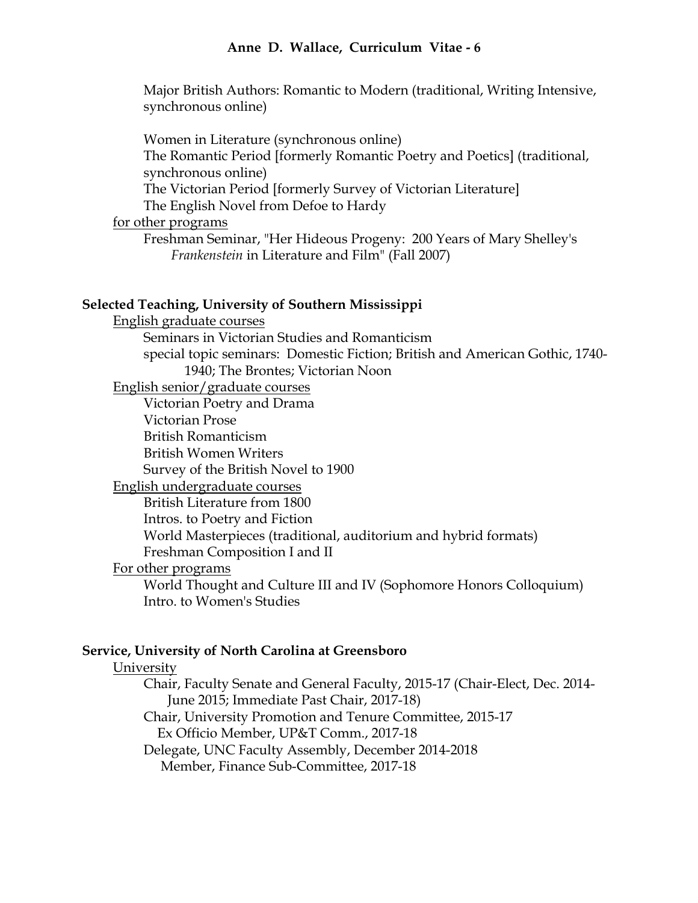Major British Authors: Romantic to Modern (traditional, Writing Intensive, synchronous online)

Women in Literature (synchronous online)
The Romantic Period [formerly Romantic Poetry and Poetics] (traditional, synchronous online)
The Victorian Period [formerly Survey of Victorian Literature]
The English Novel from Defoe to Hardy

<u>for other programs</u>

Freshman Seminar, "Her Hideous Progeny: 200 Years of Mary Shelley's *Frankenstein* in Literature and Film" (Fall 2007)

**Selected Teaching, University of Southern Mississippi**

<u>English graduate courses</u>

Seminars in Victorian Studies and Romanticism
special topic seminars: Domestic Fiction; British and American Gothic, 1740-1940; The Brontes; Victorian Noon

<u>English senior/graduate courses</u>

Victorian Poetry and Drama
Victorian Prose
British Romanticism
British Women Writers
Survey of the British Novel to 1900

<u>English undergraduate courses</u>

British Literature from 1800
Intros. to Poetry and Fiction
World Masterpieces (traditional, auditorium and hybrid formats)
Freshman Composition I and II

<u>For other programs</u>

World Thought and Culture III and IV (Sophomore Honors Colloquium)
Intro. to Women's Studies

**Service, University of North Carolina at Greensboro**

<u>University</u>

Chair, Faculty Senate and General Faculty, 2015-17 (Chair-Elect, Dec. 2014-June 2015; Immediate Past Chair, 2017-18)
Chair, University Promotion and Tenure Committee, 2015-17
Ex Officio Member, UP&T Comm., 2017-18
Delegate, UNC Faculty Assembly, December 2014-2018
Member, Finance Sub-Committee, 2017-18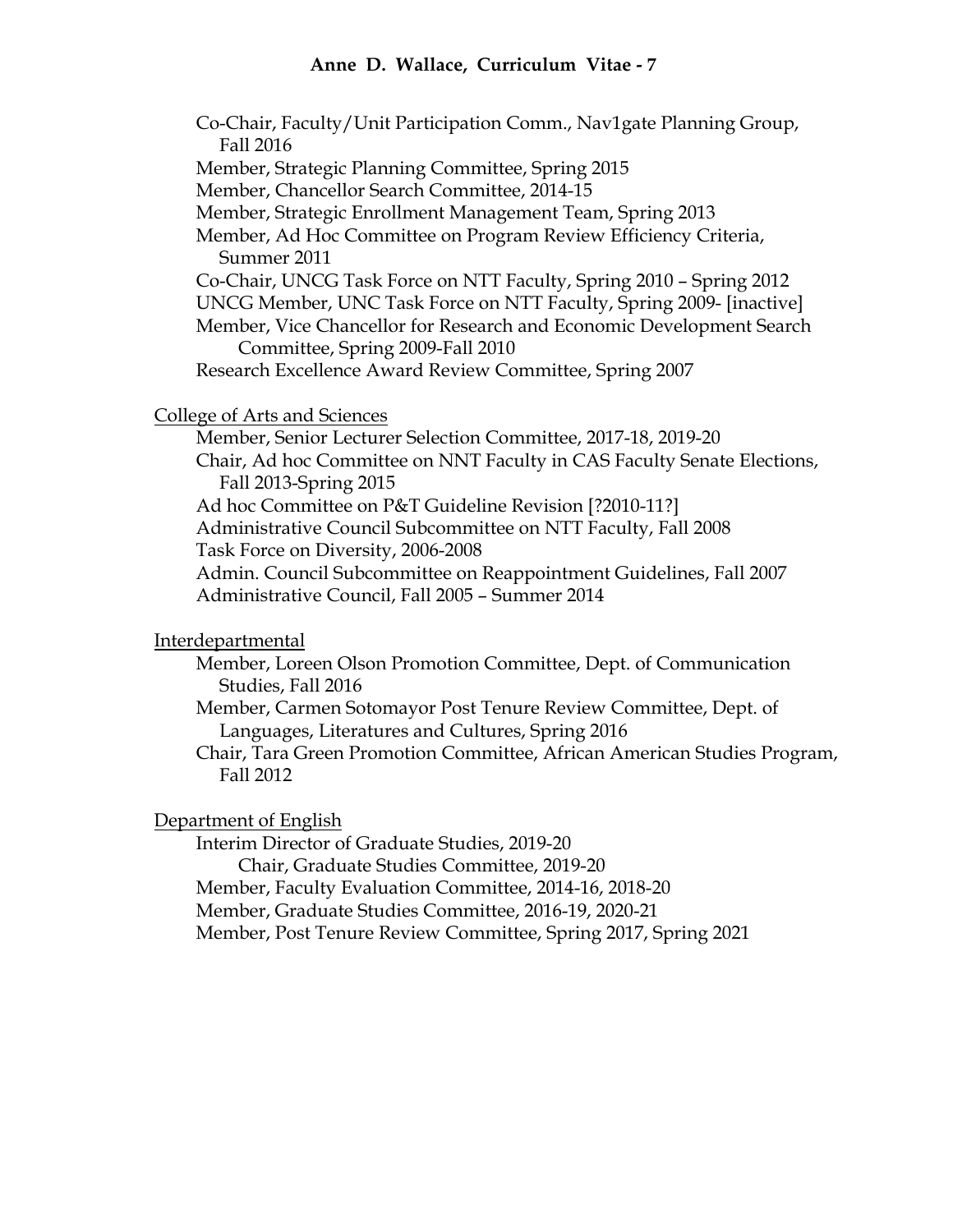Co-Chair, Faculty/Unit Participation Comm., Nav1gate Planning Group, Fall 2016
Member, Strategic Planning Committee, Spring 2015
Member, Chancellor Search Committee, 2014-15
Member, Strategic Enrollment Management Team, Spring 2013
Member, Ad Hoc Committee on Program Review Efficiency Criteria, Summer 2011
Co-Chair, UNCG Task Force on NTT Faculty, Spring 2010 – Spring 2012
UNCG Member, UNC Task Force on NTT Faculty, Spring 2009- [inactive]
Member, Vice Chancellor for Research and Economic Development Search Committee, Spring 2009-Fall 2010
Research Excellence Award Review Committee, Spring 2007

<u>College of Arts and Sciences</u>

Member, Senior Lecturer Selection Committee, 2017-18, 2019-20
Chair, Ad hoc Committee on NNT Faculty in CAS Faculty Senate Elections, Fall 2013-Spring 2015
Ad hoc Committee on P&T Guideline Revision [?2010-11?]
Administrative Council Subcommittee on NTT Faculty, Fall 2008
Task Force on Diversity, 2006-2008
Admin. Council Subcommittee on Reappointment Guidelines, Fall 2007
Administrative Council, Fall 2005 – Summer 2014

<u>Interdepartmental</u>

Member, Loreen Olson Promotion Committee, Dept. of Communication Studies, Fall 2016
Member, Carmen Sotomayor Post Tenure Review Committee, Dept. of Languages, Literatures and Cultures, Spring 2016
Chair, Tara Green Promotion Committee, African American Studies Program, Fall 2012

<u>Department of English</u>

Interim Director of Graduate Studies, 2019-20
    Chair, Graduate Studies Committee, 2019-20
Member, Faculty Evaluation Committee, 2014-16, 2018-20
Member, Graduate Studies Committee, 2016-19, 2020-21
Member, Post Tenure Review Committee, Spring 2017, Spring 2021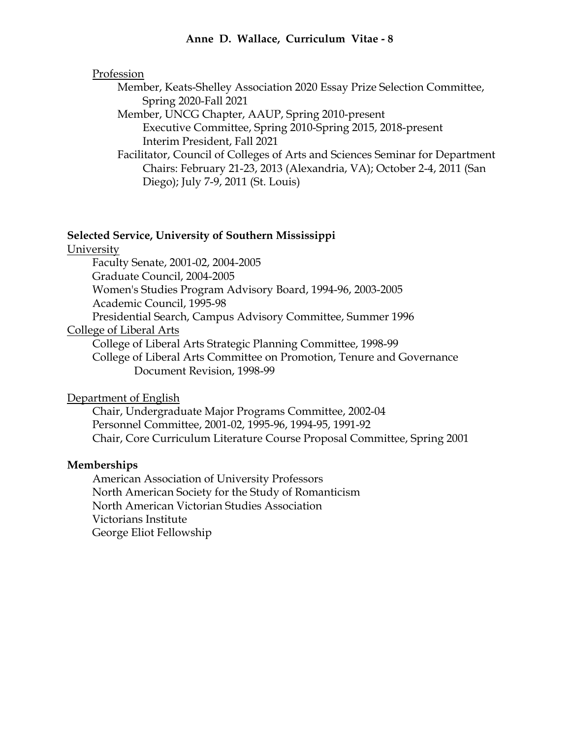Profession

- Member, Keats-Shelley Association 2020 Essay Prize Selection Committee, Spring 2020-Fall 2021
- Member, UNCG Chapter, AAUP, Spring 2010-present
  - Executive Committee, Spring 2010-Spring 2015, 2018-present
  - Interim President, Fall 2021
- Facilitator, Council of Colleges of Arts and Sciences Seminar for Department Chairs: February 21-23, 2013 (Alexandria, VA); October 2-4, 2011 (San Diego); July 7-9, 2011 (St. Louis)

**Selected Service, University of Southern Mississippi**

University

- Faculty Senate, 2001-02, 2004-2005
- Graduate Council, 2004-2005
- Women's Studies Program Advisory Board, 1994-96, 2003-2005
- Academic Council, 1995-98
- Presidential Search, Campus Advisory Committee, Summer 1996

College of Liberal Arts

- College of Liberal Arts Strategic Planning Committee, 1998-99
- College of Liberal Arts Committee on Promotion, Tenure and Governance Document Revision, 1998-99

Department of English

- Chair, Undergraduate Major Programs Committee, 2002-04
- Personnel Committee, 2001-02, 1995-96, 1994-95, 1991-92
- Chair, Core Curriculum Literature Course Proposal Committee, Spring 2001

**Memberships**

- American Association of University Professors
- North American Society for the Study of Romanticism
- North American Victorian Studies Association
- Victorians Institute
- George Eliot Fellowship